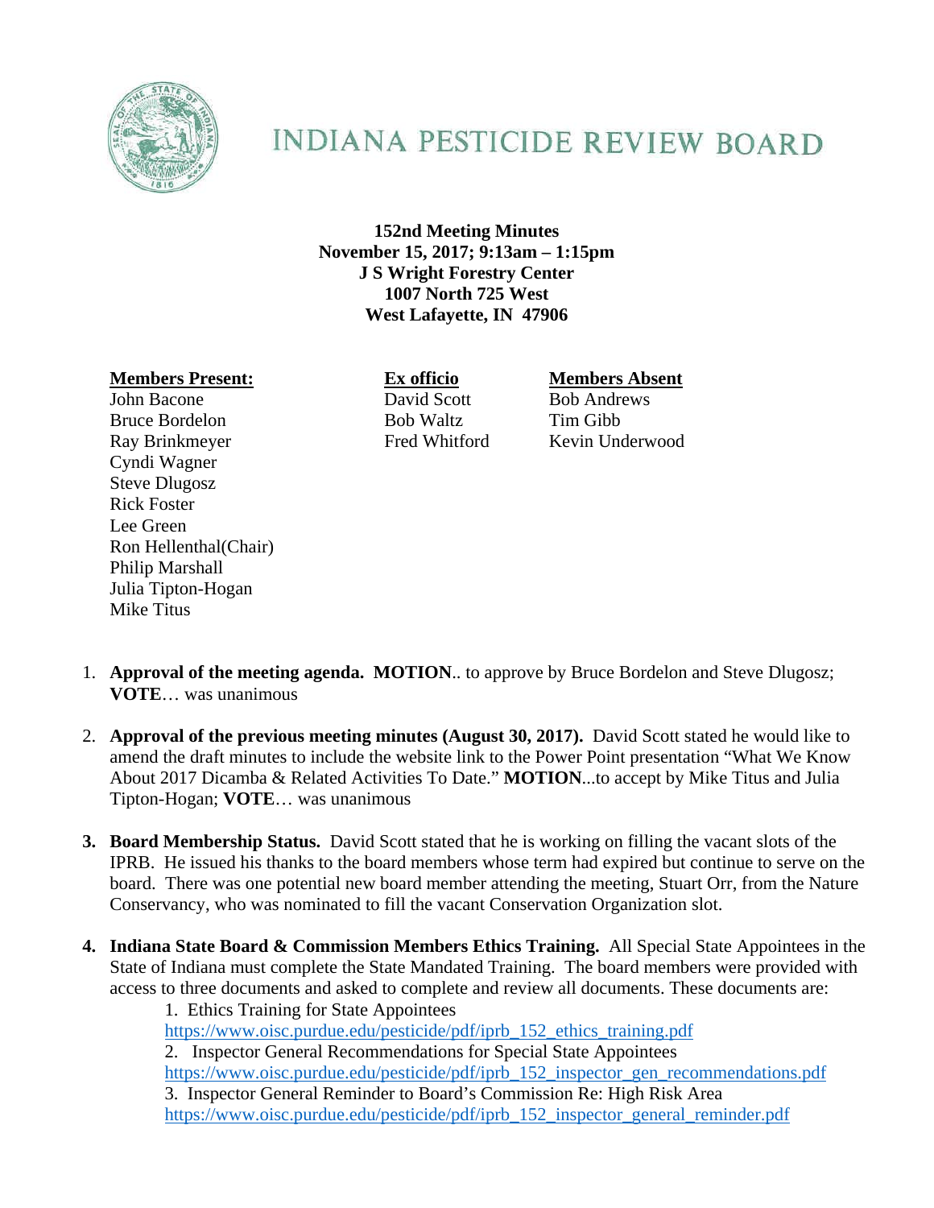# INDIANA PESTICIDE REVIEW BOARD

**152nd Meeting Minutes**
**November 15, 2017; 9:13am – 1:15pm**
**J S Wright Forestry Center**
**1007 North 725 West**
**West Lafayette, IN 47906**

| **Members Present:** | **Ex officio** | **Members Absent** |
|---|---|---|
| John Bacone | David Scott | Bob Andrews |
| Bruce Bordelon | Bob Waltz | Tim Gibb |
| Ray Brinkmeyer | Fred Whitford | Kevin Underwood |
| Cyndi Wagner | | |
| Steve Dlugosz | | |
| Rick Foster | | |
| Lee Green | | |
| Ron Hellenthal(Chair) | | |
| Philip Marshall | | |
| Julia Tipton-Hogan | | |
| Mike Titus | | |

1. **Approval of the meeting agenda. MOTION**.. to approve by Bruce Bordelon and Steve Dlugosz; **VOTE**… was unanimous

2. **Approval of the previous meeting minutes (August 30, 2017).** David Scott stated he would like to amend the draft minutes to include the website link to the Power Point presentation "What We Know About 2017 Dicamba & Related Activities To Date." **MOTION**...to accept by Mike Titus and Julia Tipton-Hogan; **VOTE**… was unanimous

3. **Board Membership Status.** David Scott stated that he is working on filling the vacant slots of the IPRB. He issued his thanks to the board members whose term had expired but continue to serve on the board. There was one potential new board member attending the meeting, Stuart Orr, from the Nature Conservancy, who was nominated to fill the vacant Conservation Organization slot.

4. **Indiana State Board & Commission Members Ethics Training.** All Special State Appointees in the State of Indiana must complete the State Mandated Training. The board members were provided with access to three documents and asked to complete and review all documents. These documents are:
   1. Ethics Training for State Appointees
   https://www.oisc.purdue.edu/pesticide/pdf/iprb_152_ethics_training.pdf
   2. Inspector General Recommendations for Special State Appointees
   https://www.oisc.purdue.edu/pesticide/pdf/iprb_152_inspector_gen_recommendations.pdf
   3. Inspector General Reminder to Board's Commission Re: High Risk Area
   https://www.oisc.purdue.edu/pesticide/pdf/iprb_152_inspector_general_reminder.pdf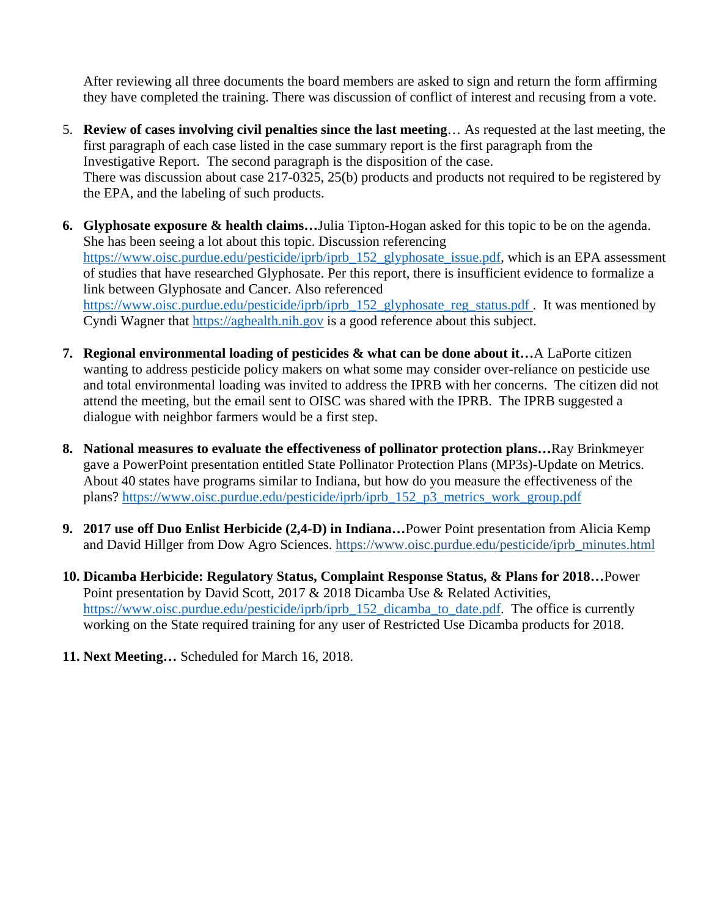After reviewing all three documents the board members are asked to sign and return the form affirming they have completed the training. There was discussion of conflict of interest and recusing from a vote.

5. **Review of cases involving civil penalties since the last meeting**… As requested at the last meeting, the first paragraph of each case listed in the case summary report is the first paragraph from the Investigative Report. The second paragraph is the disposition of the case.
   There was discussion about case 217-0325, 25(b) products and products not required to be registered by the EPA, and the labeling of such products.

6. **Glyphosate exposure & health claims…**Julia Tipton-Hogan asked for this topic to be on the agenda. She has been seeing a lot about this topic. Discussion referencing https://www.oisc.purdue.edu/pesticide/iprb/iprb_152_glyphosate_issue.pdf, which is an EPA assessment of studies that have researched Glyphosate. Per this report, there is insufficient evidence to formalize a link between Glyphosate and Cancer. Also referenced https://www.oisc.purdue.edu/pesticide/iprb/iprb_152_glyphosate_reg_status.pdf . It was mentioned by Cyndi Wagner that https://aghealth.nih.gov is a good reference about this subject.

7. **Regional environmental loading of pesticides & what can be done about it…**A LaPorte citizen wanting to address pesticide policy makers on what some may consider over-reliance on pesticide use and total environmental loading was invited to address the IPRB with her concerns. The citizen did not attend the meeting, but the email sent to OISC was shared with the IPRB. The IPRB suggested a dialogue with neighbor farmers would be a first step.

8. **National measures to evaluate the effectiveness of pollinator protection plans…**Ray Brinkmeyer gave a PowerPoint presentation entitled State Pollinator Protection Plans (MP3s)-Update on Metrics. About 40 states have programs similar to Indiana, but how do you measure the effectiveness of the plans? https://www.oisc.purdue.edu/pesticide/iprb/iprb_152_p3_metrics_work_group.pdf

9. **2017 use off Duo Enlist Herbicide (2,4-D) in Indiana…**Power Point presentation from Alicia Kemp and David Hillger from Dow Agro Sciences. https://www.oisc.purdue.edu/pesticide/iprb_minutes.html

10. **Dicamba Herbicide: Regulatory Status, Complaint Response Status, & Plans for 2018…**Power Point presentation by David Scott, 2017 & 2018 Dicamba Use & Related Activities, https://www.oisc.purdue.edu/pesticide/iprb/iprb_152_dicamba_to_date.pdf. The office is currently working on the State required training for any user of Restricted Use Dicamba products for 2018.

11. **Next Meeting…** Scheduled for March 16, 2018.